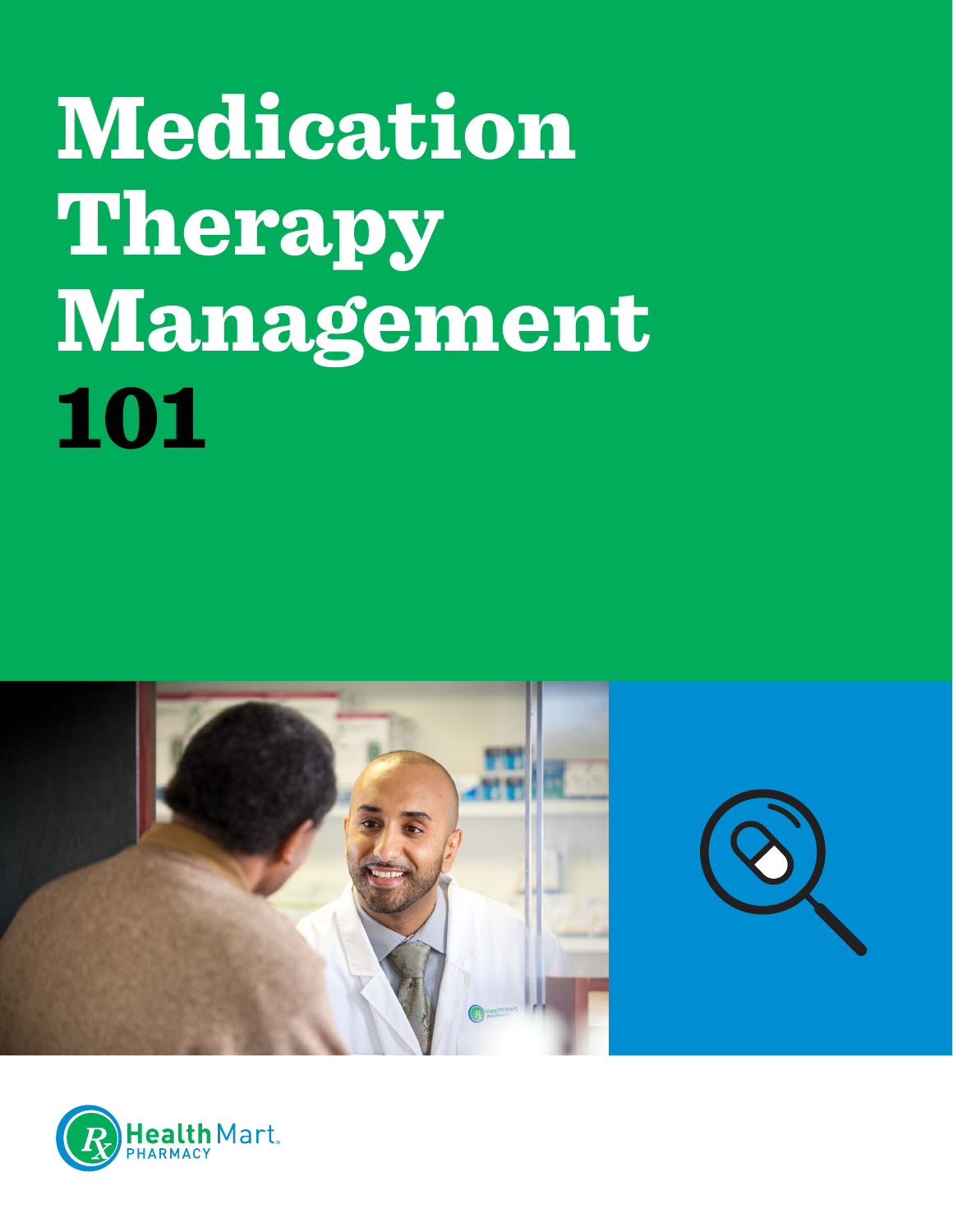# Medication Therapy Management 101

Health Mart PHARMACY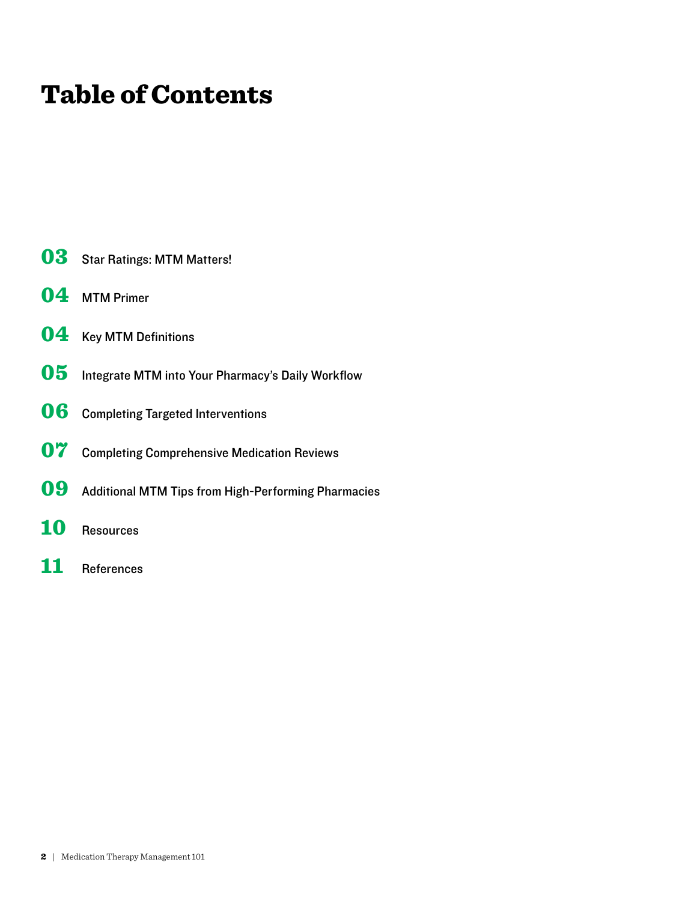# Table of Contents

**03** Star Ratings: MTM Matters!

**04** MTM Primer

**04** Key MTM Definitions

**05** Integrate MTM into Your Pharmacy's Daily Workflow

**06** Completing Targeted Interventions

**07** Completing Comprehensive Medication Reviews

**09** Additional MTM Tips from High-Performing Pharmacies

**10** Resources

**11** References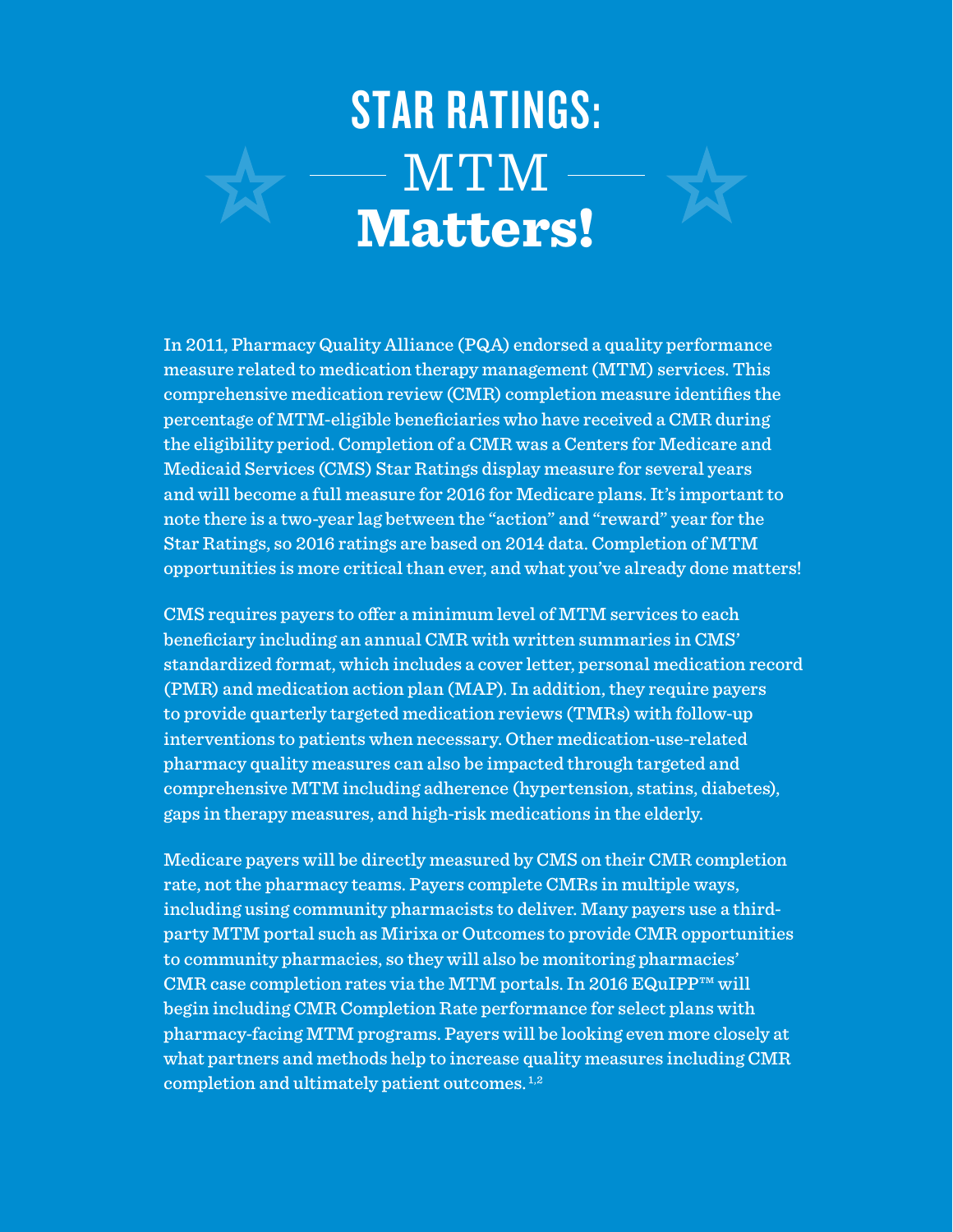# STAR RATINGS: MTM Matters!

In 2011, Pharmacy Quality Alliance (PQA) endorsed a quality performance measure related to medication therapy management (MTM) services. This comprehensive medication review (CMR) completion measure identifies the percentage of MTM-eligible beneficiaries who have received a CMR during the eligibility period. Completion of a CMR was a Centers for Medicare and Medicaid Services (CMS) Star Ratings display measure for several years and will become a full measure for 2016 for Medicare plans. It's important to note there is a two-year lag between the "action" and "reward" year for the Star Ratings, so 2016 ratings are based on 2014 data. Completion of MTM opportunities is more critical than ever, and what you've already done matters!

CMS requires payers to offer a minimum level of MTM services to each beneficiary including an annual CMR with written summaries in CMS' standardized format, which includes a cover letter, personal medication record (PMR) and medication action plan (MAP). In addition, they require payers to provide quarterly targeted medication reviews (TMRs) with follow-up interventions to patients when necessary. Other medication-use-related pharmacy quality measures can also be impacted through targeted and comprehensive MTM including adherence (hypertension, statins, diabetes), gaps in therapy measures, and high-risk medications in the elderly.

Medicare payers will be directly measured by CMS on their CMR completion rate, not the pharmacy teams. Payers complete CMRs in multiple ways, including using community pharmacists to deliver. Many payers use a third-party MTM portal such as Mirixa or Outcomes to provide CMR opportunities to community pharmacies, so they will also be monitoring pharmacies' CMR case completion rates via the MTM portals. In 2016 EQuIPP™ will begin including CMR Completion Rate performance for select plans with pharmacy-facing MTM programs. Payers will be looking even more closely at what partners and methods help to increase quality measures including CMR completion and ultimately patient outcomes.[1,2]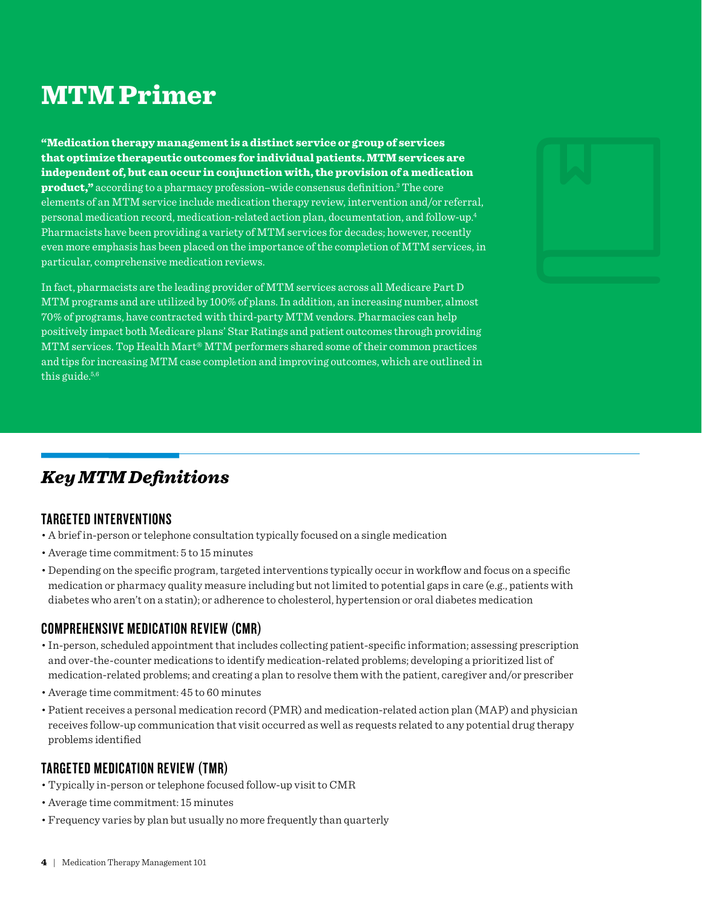# MTM Primer

**"Medication therapy management is a distinct service or group of services that optimize therapeutic outcomes for individual patients. MTM services are independent of, but can occur in conjunction with, the provision of a medication product,"** according to a pharmacy profession–wide consensus definition.[3] The core elements of an MTM service include medication therapy review, intervention and/or referral, personal medication record, medication-related action plan, documentation, and follow-up.[4] Pharmacists have been providing a variety of MTM services for decades; however, recently even more emphasis has been placed on the importance of the completion of MTM services, in particular, comprehensive medication reviews.

In fact, pharmacists are the leading provider of MTM services across all Medicare Part D MTM programs and are utilized by 100% of plans. In addition, an increasing number, almost 70% of programs, have contracted with third-party MTM vendors. Pharmacies can help positively impact both Medicare plans' Star Ratings and patient outcomes through providing MTM services. Top Health Mart® MTM performers shared some of their common practices and tips for increasing MTM case completion and improving outcomes, which are outlined in this guide.[5,6]

## *Key MTM Definitions*

### TARGETED INTERVENTIONS

- A brief in-person or telephone consultation typically focused on a single medication
- Average time commitment: 5 to 15 minutes
- Depending on the specific program, targeted interventions typically occur in workflow and focus on a specific medication or pharmacy quality measure including but not limited to potential gaps in care (e.g., patients with diabetes who aren't on a statin); or adherence to cholesterol, hypertension or oral diabetes medication

### COMPREHENSIVE MEDICATION REVIEW (CMR)

- In-person, scheduled appointment that includes collecting patient-specific information; assessing prescription and over-the-counter medications to identify medication-related problems; developing a prioritized list of medication-related problems; and creating a plan to resolve them with the patient, caregiver and/or prescriber
- Average time commitment: 45 to 60 minutes
- Patient receives a personal medication record (PMR) and medication-related action plan (MAP) and physician receives follow-up communication that visit occurred as well as requests related to any potential drug therapy problems identified

### TARGETED MEDICATION REVIEW (TMR)

- Typically in-person or telephone focused follow-up visit to CMR
- Average time commitment: 15 minutes
- Frequency varies by plan but usually no more frequently than quarterly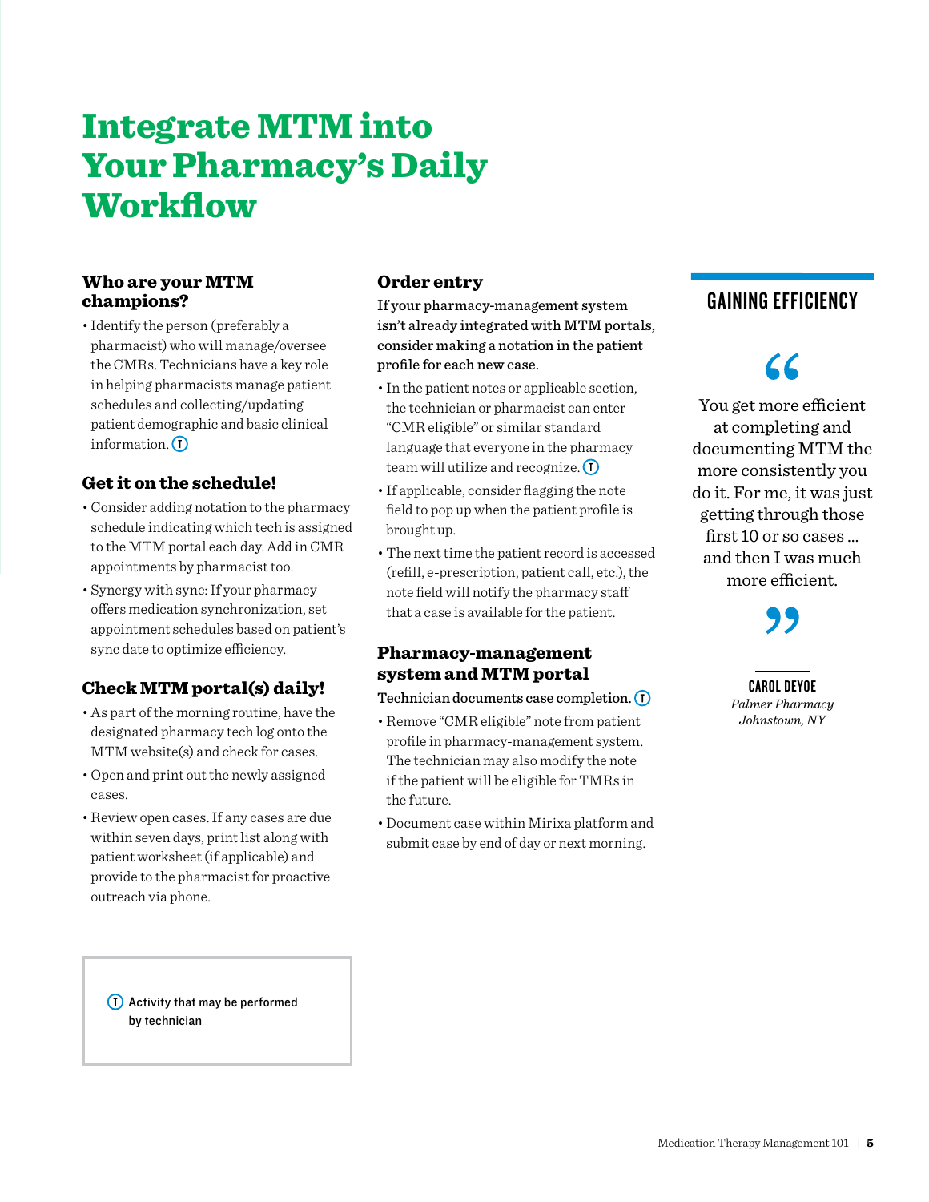# Integrate MTM into Your Pharmacy's Daily Workflow

### Who are your MTM champions?

- Identify the person (preferably a pharmacist) who will manage/oversee the CMRs. Technicians have a key role in helping pharmacists manage patient schedules and collecting/updating patient demographic and basic clinical information. (T)

### Get it on the schedule!

- Consider adding notation to the pharmacy schedule indicating which tech is assigned to the MTM portal each day. Add in CMR appointments by pharmacist too.
- Synergy with sync: If your pharmacy offers medication synchronization, set appointment schedules based on patient's sync date to optimize efficiency.

### Check MTM portal(s) daily!

- As part of the morning routine, have the designated pharmacy tech log onto the MTM website(s) and check for cases.
- Open and print out the newly assigned cases.
- Review open cases. If any cases are due within seven days, print list along with patient worksheet (if applicable) and provide to the pharmacist for proactive outreach via phone.

### Order entry

**If your pharmacy-management system isn't already integrated with MTM portals, consider making a notation in the patient profile for each new case.**

- In the patient notes or applicable section, the technician or pharmacist can enter "CMR eligible" or similar standard language that everyone in the pharmacy team will utilize and recognize. (T)
- If applicable, consider flagging the note field to pop up when the patient profile is brought up.
- The next time the patient record is accessed (refill, e-prescription, patient call, etc.), the note field will notify the pharmacy staff that a case is available for the patient.

### Pharmacy-management system and MTM portal

**Technician documents case completion.** (T)

- Remove "CMR eligible" note from patient profile in pharmacy-management system. The technician may also modify the note if the patient will be eligible for TMRs in the future.
- Document case within Mirixa platform and submit case by end of day or next morning.

(T) Activity that may be performed by technician

## GAINING EFFICIENCY

"You get more efficient at completing and documenting MTM the more consistently you do it. For me, it was just getting through those first 10 or so cases ... and then I was much more efficient."

**CAROL DEYOE**
*Palmer Pharmacy*
*Johnstown, NY*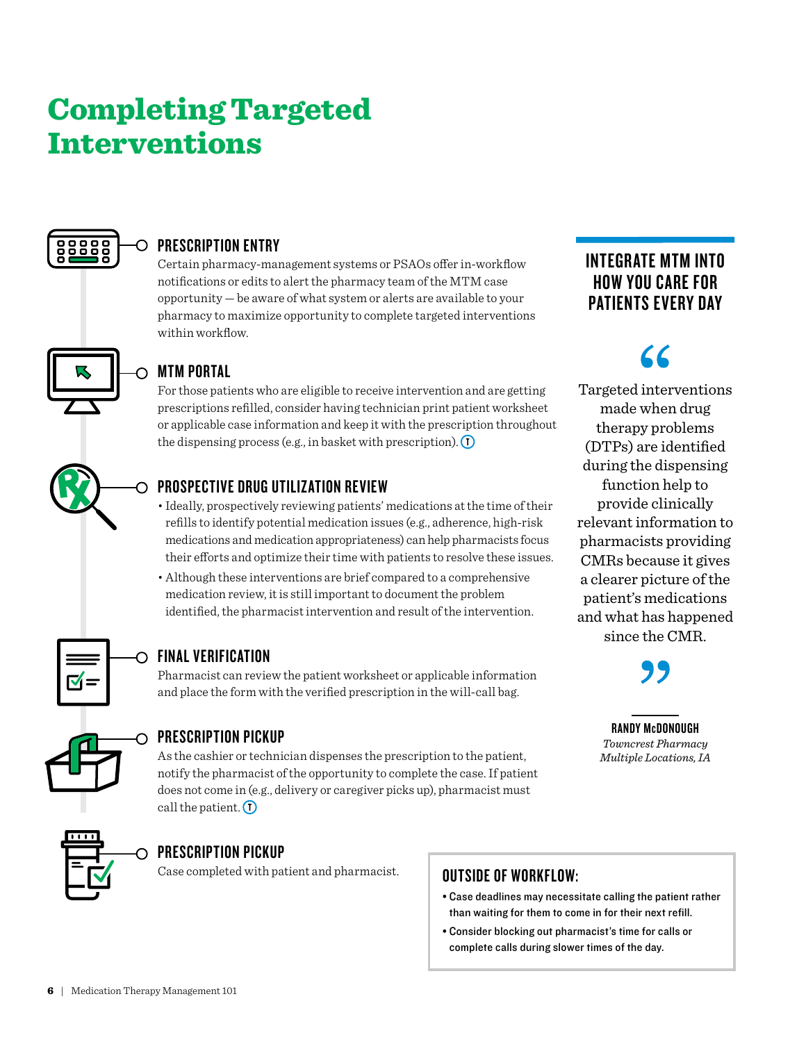# Completing Targeted Interventions

### PRESCRIPTION ENTRY

Certain pharmacy-management systems or PSAOs offer in-workflow notifications or edits to alert the pharmacy team of the MTM case opportunity — be aware of what system or alerts are available to your pharmacy to maximize opportunity to complete targeted interventions within workflow.

### MTM PORTAL

For those patients who are eligible to receive intervention and are getting prescriptions refilled, consider having technician print patient worksheet or applicable case information and keep it with the prescription throughout the dispensing process (e.g., in basket with prescription). (T)

### PROSPECTIVE DRUG UTILIZATION REVIEW

- Ideally, prospectively reviewing patients' medications at the time of their refills to identify potential medication issues (e.g., adherence, high-risk medications and medication appropriateness) can help pharmacists focus their efforts and optimize their time with patients to resolve these issues.
- Although these interventions are brief compared to a comprehensive medication review, it is still important to document the problem identified, the pharmacist intervention and result of the intervention.

### FINAL VERIFICATION

Pharmacist can review the patient worksheet or applicable information and place the form with the verified prescription in the will-call bag.

### PRESCRIPTION PICKUP

As the cashier or technician dispenses the prescription to the patient, notify the pharmacist of the opportunity to complete the case. If patient does not come in (e.g., delivery or caregiver picks up), pharmacist must call the patient. (T)

### PRESCRIPTION PICKUP

Case completed with patient and pharmacist.

### INTEGRATE MTM INTO HOW YOU CARE FOR PATIENTS EVERY DAY

> "Targeted interventions made when drug therapy problems (DTPs) are identified during the dispensing function help to provide clinically relevant information to pharmacists providing CMRs because it gives a clearer picture of the patient's medications and what has happened since the CMR."
>
> **RANDY McDONOUGH**
> *Towncrest Pharmacy*
> *Multiple Locations, IA*

### OUTSIDE OF WORKFLOW:

- Case deadlines may necessitate calling the patient rather than waiting for them to come in for their next refill.
- Consider blocking out pharmacist's time for calls or complete calls during slower times of the day.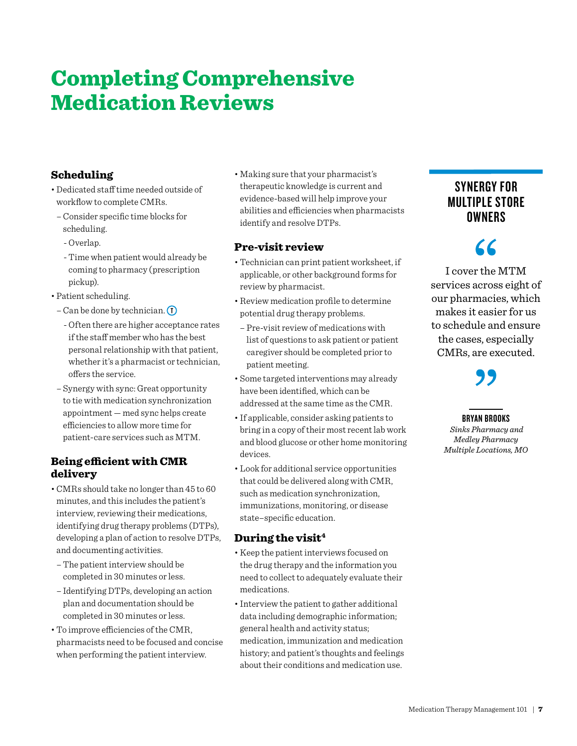# Completing Comprehensive Medication Reviews

## Scheduling

- Dedicated staff time needed outside of workflow to complete CMRs.
  - Consider specific time blocks for scheduling.
    - Overlap.
    - Time when patient would already be coming to pharmacy (prescription pickup).
- Patient scheduling.
  - Can be done by technician. (T)
    - Often there are higher acceptance rates if the staff member who has the best personal relationship with that patient, whether it's a pharmacist or technician, offers the service.
  - Synergy with sync: Great opportunity to tie with medication synchronization appointment — med sync helps create efficiencies to allow more time for patient-care services such as MTM.

## Being efficient with CMR delivery

- CMRs should take no longer than 45 to 60 minutes, and this includes the patient's interview, reviewing their medications, identifying drug therapy problems (DTPs), developing a plan of action to resolve DTPs, and documenting activities.
  - The patient interview should be completed in 30 minutes or less.
  - Identifying DTPs, developing an action plan and documentation should be completed in 30 minutes or less.
- To improve efficiencies of the CMR, pharmacists need to be focused and concise when performing the patient interview.
- Making sure that your pharmacist's therapeutic knowledge is current and evidence-based will help improve your abilities and efficiencies when pharmacists identify and resolve DTPs.

## Pre-visit review

- Technician can print patient worksheet, if applicable, or other background forms for review by pharmacist.
- Review medication profile to determine potential drug therapy problems.
  - Pre-visit review of medications with list of questions to ask patient or patient caregiver should be completed prior to patient meeting.
- Some targeted interventions may already have been identified, which can be addressed at the same time as the CMR.
- If applicable, consider asking patients to bring in a copy of their most recent lab work and blood glucose or other home monitoring devices.
- Look for additional service opportunities that could be delivered along with CMR, such as medication synchronization, immunizations, monitoring, or disease state–specific education.

## During the visit[4]

- Keep the patient interviews focused on the drug therapy and the information you need to collect to adequately evaluate their medications.
- Interview the patient to gather additional data including demographic information; general health and activity status; medication, immunization and medication history; and patient's thoughts and feelings about their conditions and medication use.

### SYNERGY FOR MULTIPLE STORE OWNERS

> "I cover the MTM services across eight of our pharmacies, which makes it easier for us to schedule and ensure the cases, especially CMRs, are executed."
>
> **BRYAN BROOKS**
> *Sinks Pharmacy and Medley Pharmacy*
> *Multiple Locations, MO*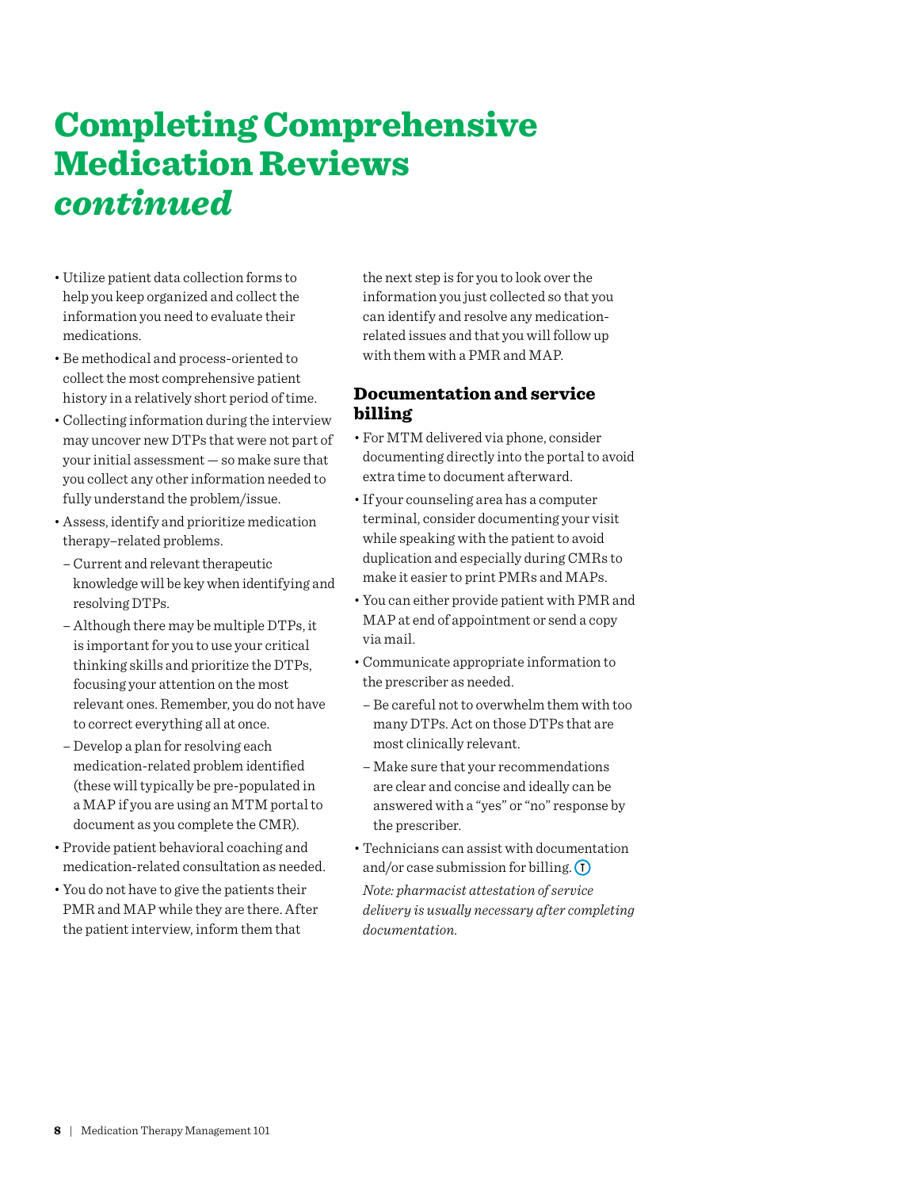# Completing Comprehensive Medication Reviews *continued*

- Utilize patient data collection forms to help you keep organized and collect the information you need to evaluate their medications.
- Be methodical and process-oriented to collect the most comprehensive patient history in a relatively short period of time.
- Collecting information during the interview may uncover new DTPs that were not part of your initial assessment — so make sure that you collect any other information needed to fully understand the problem/issue.
- Assess, identify and prioritize medication therapy–related problems.
  - Current and relevant therapeutic knowledge will be key when identifying and resolving DTPs.
  - Although there may be multiple DTPs, it is important for you to use your critical thinking skills and prioritize the DTPs, focusing your attention on the most relevant ones. Remember, you do not have to correct everything all at once.
  - Develop a plan for resolving each medication-related problem identified (these will typically be pre-populated in a MAP if you are using an MTM portal to document as you complete the CMR).
- Provide patient behavioral coaching and medication-related consultation as needed.
- You do not have to give the patients their PMR and MAP while they are there. After the patient interview, inform them that the next step is for you to look over the information you just collected so that you can identify and resolve any medication-related issues and that you will follow up with them with a PMR and MAP.

### Documentation and service billing

- For MTM delivered via phone, consider documenting directly into the portal to avoid extra time to document afterward.
- If your counseling area has a computer terminal, consider documenting your visit while speaking with the patient to avoid duplication and especially during CMRs to make it easier to print PMRs and MAPs.
- You can either provide patient with PMR and MAP at end of appointment or send a copy via mail.
- Communicate appropriate information to the prescriber as needed.
  - Be careful not to overwhelm them with too many DTPs. Act on those DTPs that are most clinically relevant.
  - Make sure that your recommendations are clear and concise and ideally can be answered with a "yes" or "no" response by the prescriber.
- Technicians can assist with documentation and/or case submission for billing. (T)

  *Note: pharmacist attestation of service delivery is usually necessary after completing documentation.*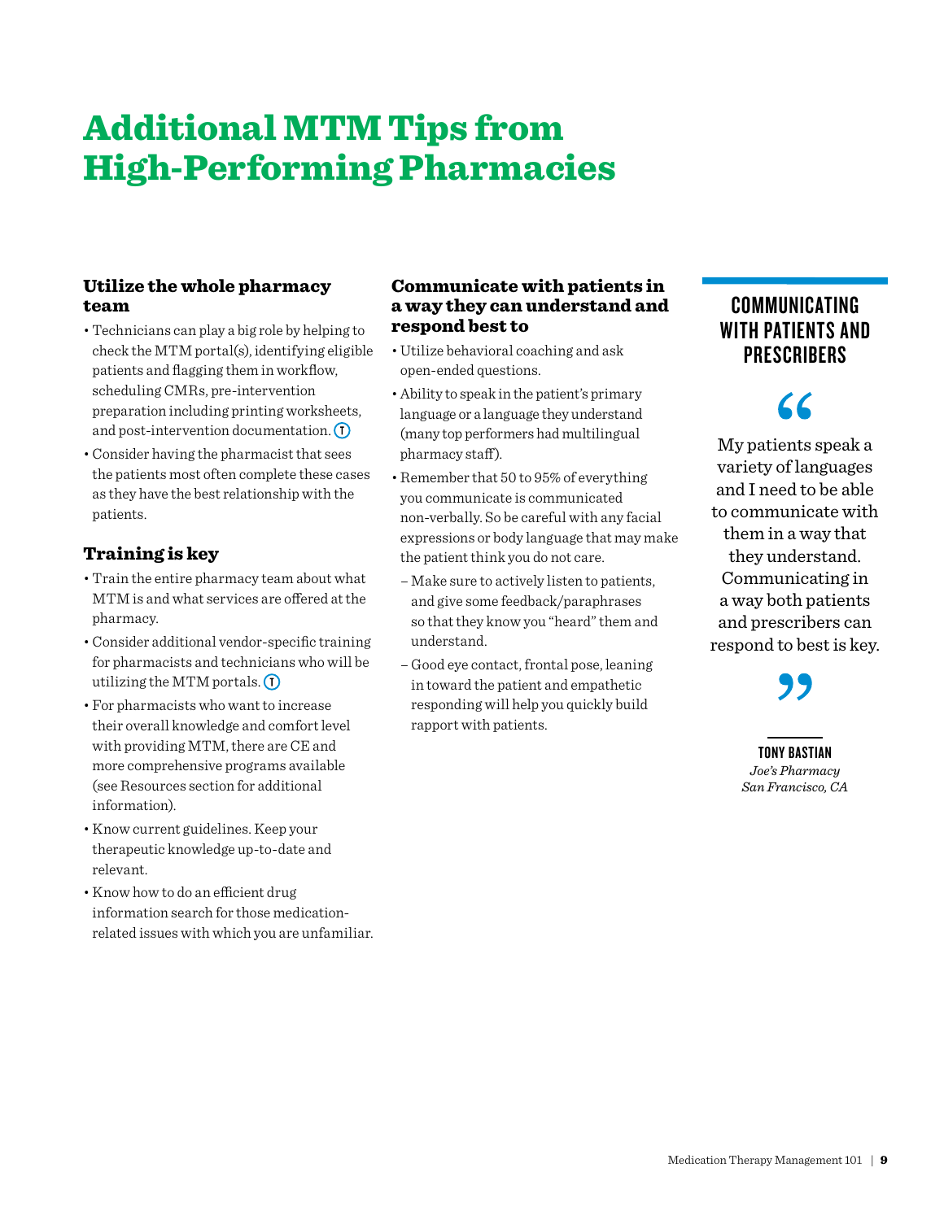# Additional MTM Tips from High-Performing Pharmacies

### Utilize the whole pharmacy team

- Technicians can play a big role by helping to check the MTM portal(s), identifying eligible patients and flagging them in workflow, scheduling CMRs, pre-intervention preparation including printing worksheets, and post-intervention documentation. (T)
- Consider having the pharmacist that sees the patients most often complete these cases as they have the best relationship with the patients.

### Training is key

- Train the entire pharmacy team about what MTM is and what services are offered at the pharmacy.
- Consider additional vendor-specific training for pharmacists and technicians who will be utilizing the MTM portals. (T)
- For pharmacists who want to increase their overall knowledge and comfort level with providing MTM, there are CE and more comprehensive programs available (see Resources section for additional information).
- Know current guidelines. Keep your therapeutic knowledge up-to-date and relevant.
- Know how to do an efficient drug information search for those medication-related issues with which you are unfamiliar.

### Communicate with patients in a way they can understand and respond best to

- Utilize behavioral coaching and ask open-ended questions.
- Ability to speak in the patient's primary language or a language they understand (many top performers had multilingual pharmacy staff).
- Remember that 50 to 95% of everything you communicate is communicated non-verbally. So be careful with any facial expressions or body language that may make the patient think you do not care.
  - Make sure to actively listen to patients, and give some feedback/paraphrases so that they know you "heard" them and understand.
  - Good eye contact, frontal pose, leaning in toward the patient and empathetic responding will help you quickly build rapport with patients.

### COMMUNICATING WITH PATIENTS AND PRESCRIBERS

> "My patients speak a variety of languages and I need to be able to communicate with them in a way that they understand. Communicating in a way both patients and prescribers can respond to best is key."
>
> **TONY BASTIAN**
> *Joe's Pharmacy*
> *San Francisco, CA*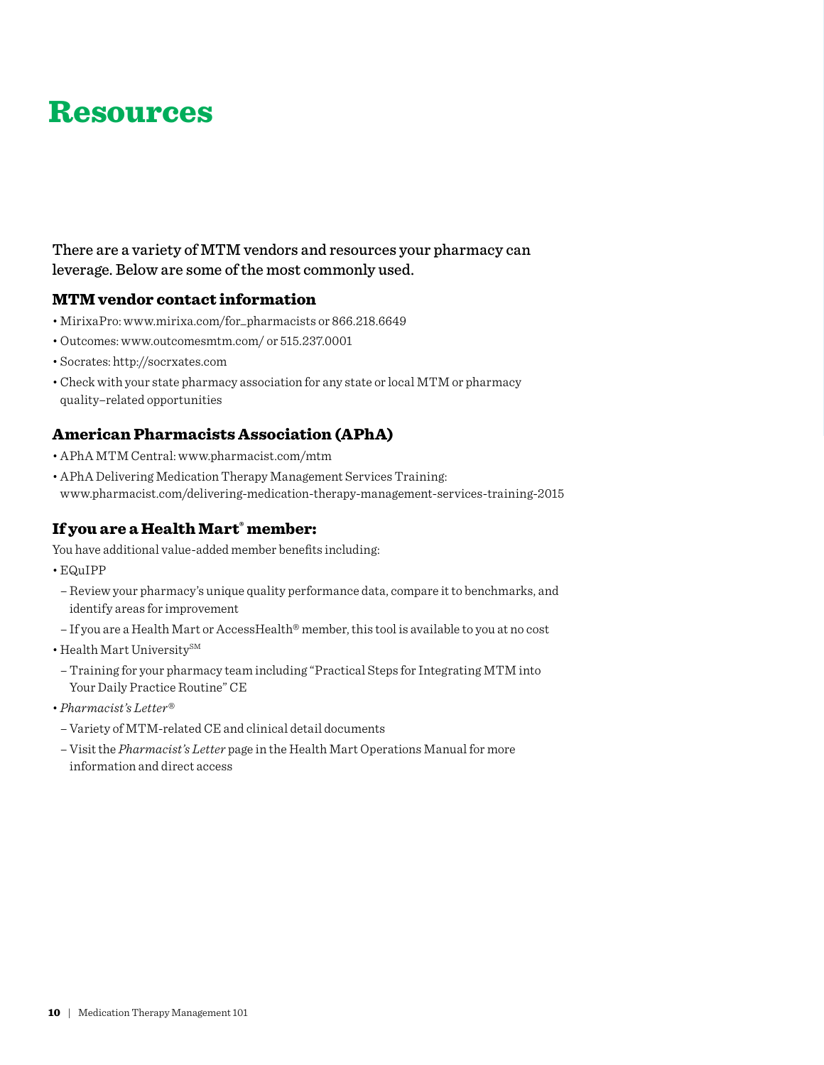# Resources

There are a variety of MTM vendors and resources your pharmacy can leverage. Below are some of the most commonly used.

## MTM vendor contact information

- MirixaPro: www.mirixa.com/for_pharmacists or 866.218.6649
- Outcomes: www.outcomesmtm.com/ or 515.237.0001
- Socrates: http://socrxates.com
- Check with your state pharmacy association for any state or local MTM or pharmacy quality–related opportunities

## American Pharmacists Association (APhA)

- APhA MTM Central: www.pharmacist.com/mtm
- APhA Delivering Medication Therapy Management Services Training: www.pharmacist.com/delivering-medication-therapy-management-services-training-2015

## If you are a Health Mart® member:

You have additional value-added member benefits including:

- EQuIPP
  - Review your pharmacy's unique quality performance data, compare it to benchmarks, and identify areas for improvement
  - If you are a Health Mart or AccessHealth® member, this tool is available to you at no cost
- Health Mart University℠
  - Training for your pharmacy team including "Practical Steps for Integrating MTM into Your Daily Practice Routine" CE
- *Pharmacist's Letter®*
  - Variety of MTM-related CE and clinical detail documents
  - Visit the *Pharmacist's Letter* page in the Health Mart Operations Manual for more information and direct access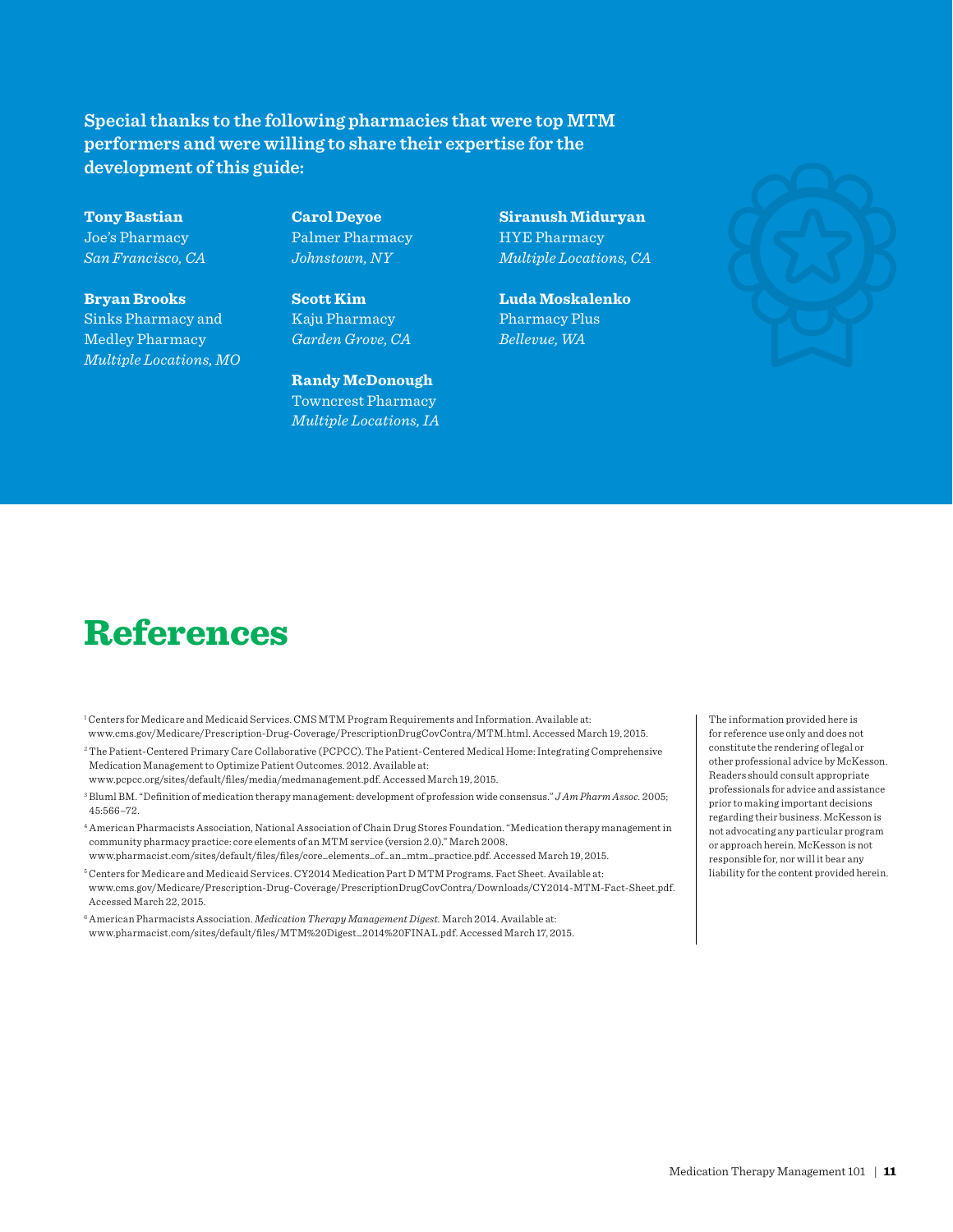**Special thanks to the following pharmacies that were top MTM performers and were willing to share their expertise for the development of this guide:**

**Tony Bastian**
Joe's Pharmacy
*San Francisco, CA*

**Bryan Brooks**
Sinks Pharmacy and Medley Pharmacy
*Multiple Locations, MO*

**Carol Deyoe**
Palmer Pharmacy
*Johnstown, NY*

**Scott Kim**
Kaju Pharmacy
*Garden Grove, CA*

**Randy McDonough**
Towncrest Pharmacy
*Multiple Locations, IA*

**Siranush Miduryan**
HYE Pharmacy
*Multiple Locations, CA*

**Luda Moskalenko**
Pharmacy Plus
*Bellevue, WA*

# References

[1] Centers for Medicare and Medicaid Services. CMS MTM Program Requirements and Information. Available at: www.cms.gov/Medicare/Prescription-Drug-Coverage/PrescriptionDrugCovContra/MTM.html. Accessed March 19, 2015.

[2] The Patient-Centered Primary Care Collaborative (PCPCC). The Patient-Centered Medical Home: Integrating Comprehensive Medication Management to Optimize Patient Outcomes. 2012. Available at: www.pcpcc.org/sites/default/files/media/medmanagement.pdf. Accessed March 19, 2015.

[3] Bluml BM. "Definition of medication therapy management: development of profession wide consensus." *J Am Pharm Assoc.* 2005; 45:566–72.

[4] American Pharmacists Association, National Association of Chain Drug Stores Foundation. "Medication therapy management in community pharmacy practice: core elements of an MTM service (version 2.0)." March 2008. www.pharmacist.com/sites/default/files/files/core_elements_of_an_mtm_practice.pdf. Accessed March 19, 2015.

[5] Centers for Medicare and Medicaid Services. CY2014 Medication Part D MTM Programs. Fact Sheet. Available at: www.cms.gov/Medicare/Prescription-Drug-Coverage/PrescriptionDrugCovContra/Downloads/CY2014-MTM-Fact-Sheet.pdf. Accessed March 22, 2015.

[6] American Pharmacists Association. *Medication Therapy Management Digest.* March 2014. Available at: www.pharmacist.com/sites/default/files/MTM%20Digest_2014%20FINAL.pdf. Accessed March 17, 2015.

The information provided here is for reference use only and does not constitute the rendering of legal or other professional advice by McKesson. Readers should consult appropriate professionals for advice and assistance prior to making important decisions regarding their business. McKesson is not advocating any particular program or approach herein. McKesson is not responsible for, nor will it bear any liability for the content provided herein.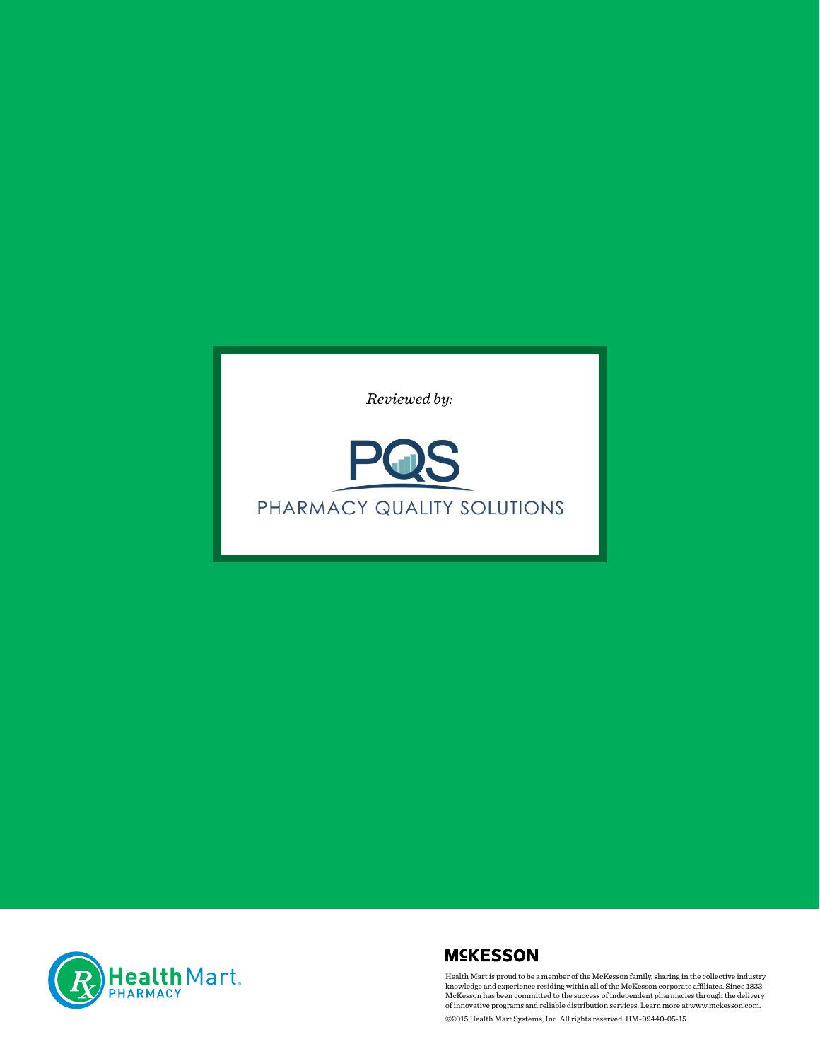*Reviewed by:*

PQS

PHARMACY QUALITY SOLUTIONS

Health Mart PHARMACY

MCKESSON

Health Mart is proud to be a member of the McKesson family, sharing in the collective industry knowledge and experience residing within all of the McKesson corporate affiliates. Since 1833, McKesson has been committed to the success of independent pharmacies through the delivery of innovative programs and reliable distribution services. Learn more at www.mckesson.com.

©2015 Health Mart Systems, Inc. All rights reserved. HM-09440-05-15